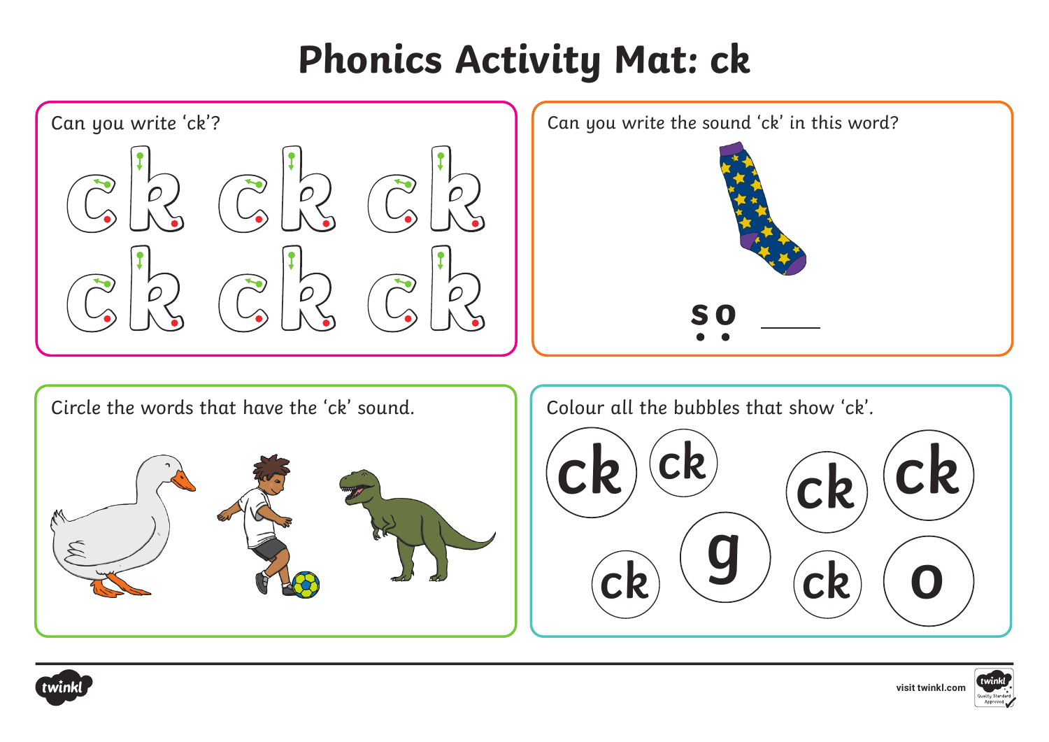# Phonics Activity Mat: ck

Can you write 'ck'?

ck ck ck

ck ck ck

Can you write the sound 'ck' in this word?

so ___

Circle the words that have the 'ck' sound.

Colour all the bubbles that show 'ck'.

ck ck ck ck

ck g ck o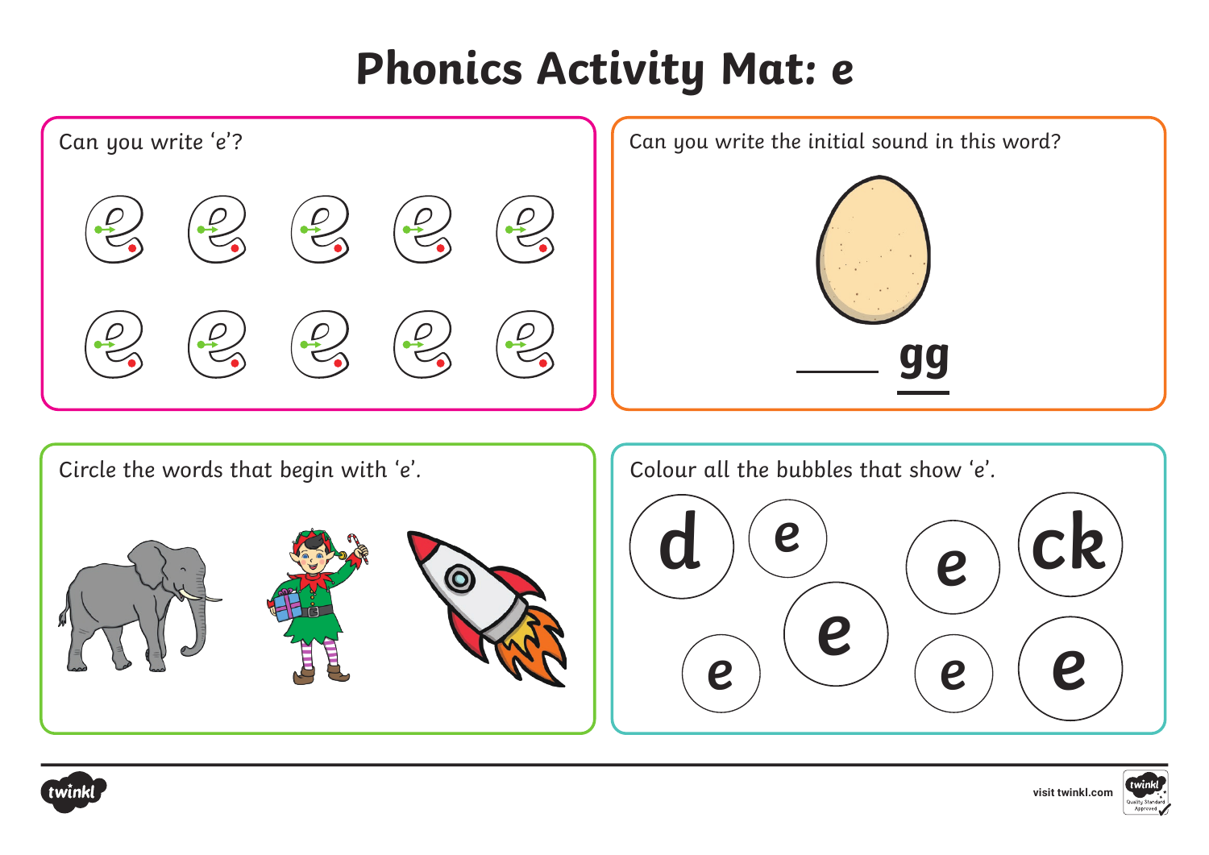# Phonics Activity Mat: *e*

Can you write 'e'?

e e e e e

e e e e e

Can you write the initial sound in this word?

\_\_\_\_ gg

Circle the words that begin with 'e'.

Colour all the bubbles that show 'e'.

d e e ck

e e e e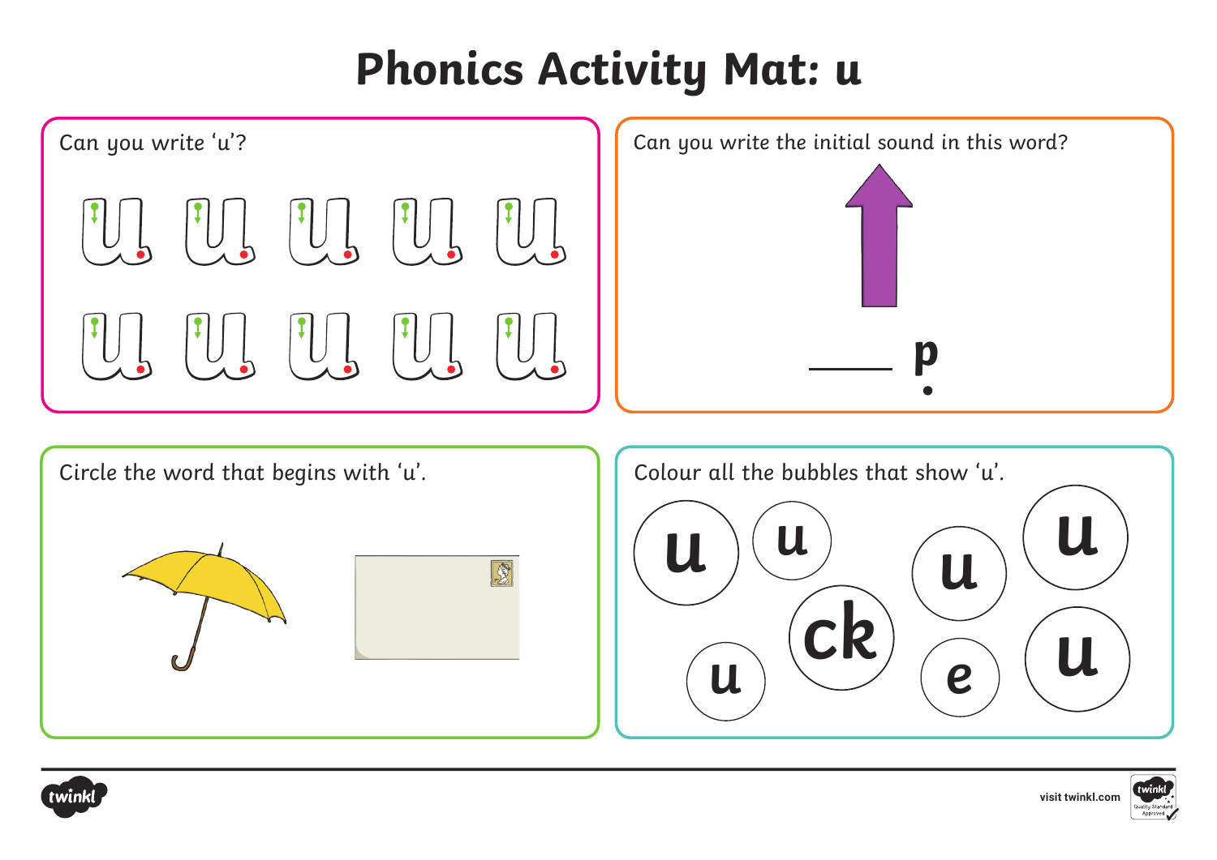# Phonics Activity Mat: u

Can you write ‘u’?

u u u u u

u u u u u

Can you write the initial sound in this word?

____ p

Circle the word that begins with ‘u’.

Colour all the bubbles that show ‘u’.

u u u u ck u e u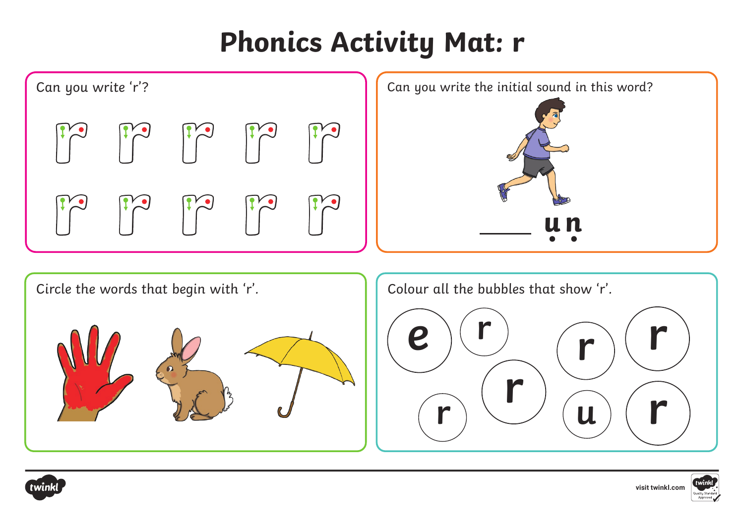# Phonics Activity Mat: r

Can you write 'r'?

r r r r r

r r r r r

Can you write the initial sound in this word?

\_\_\_\_ un

Circle the words that begin with 'r'.

Colour all the bubbles that show 'r'.

e r r r

r r u r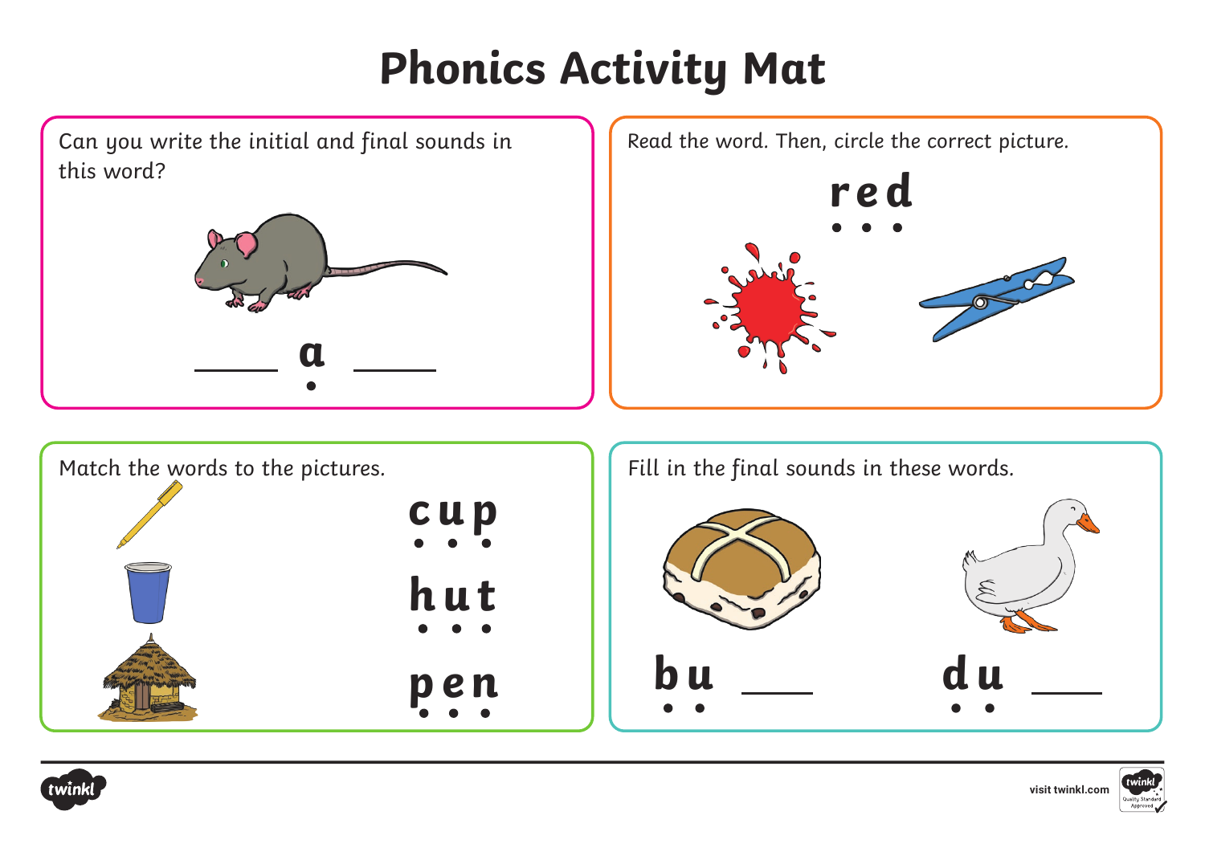# Phonics Activity Mat

Can you write the initial and final sounds in this word?

\_\_\_\_ a \_\_\_\_

Read the word. Then, circle the correct picture.

red

Match the words to the pictures.

cup

hut

pen

Fill in the final sounds in these words.

bu \_\_\_\_

du \_\_\_\_